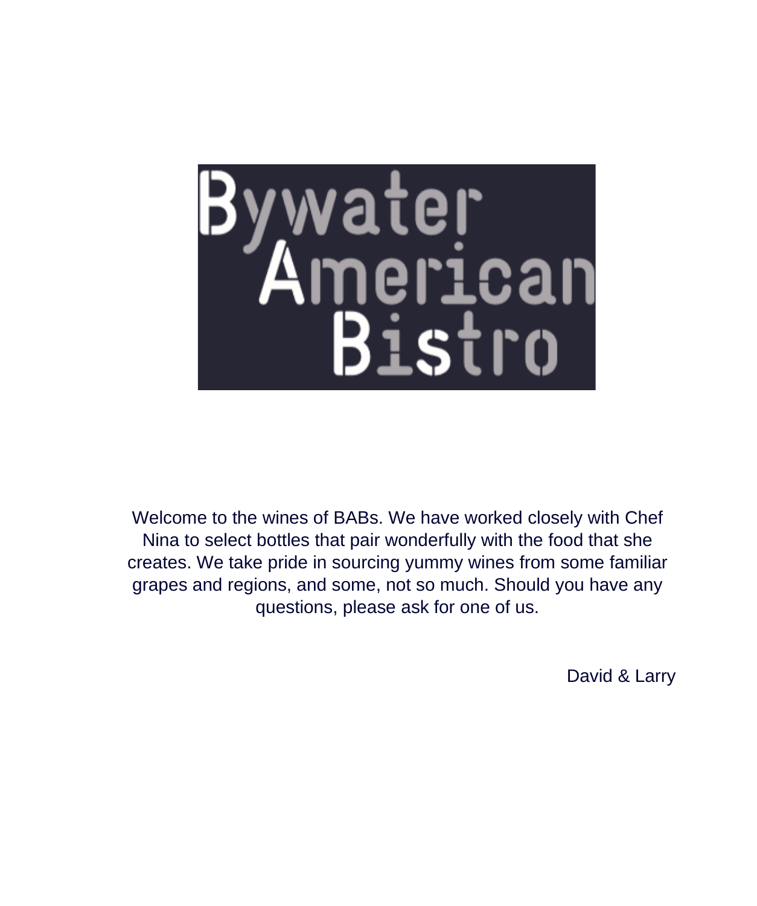# Bywater American Bistro

Welcome to the wines of BABs. We have worked closely with Chef Nina to select bottles that pair wonderfully with the food that she creates. We take pride in sourcing yummy wines from some familiar grapes and regions, and some, not so much. Should you have any questions, please ask for one of us.

David & Larry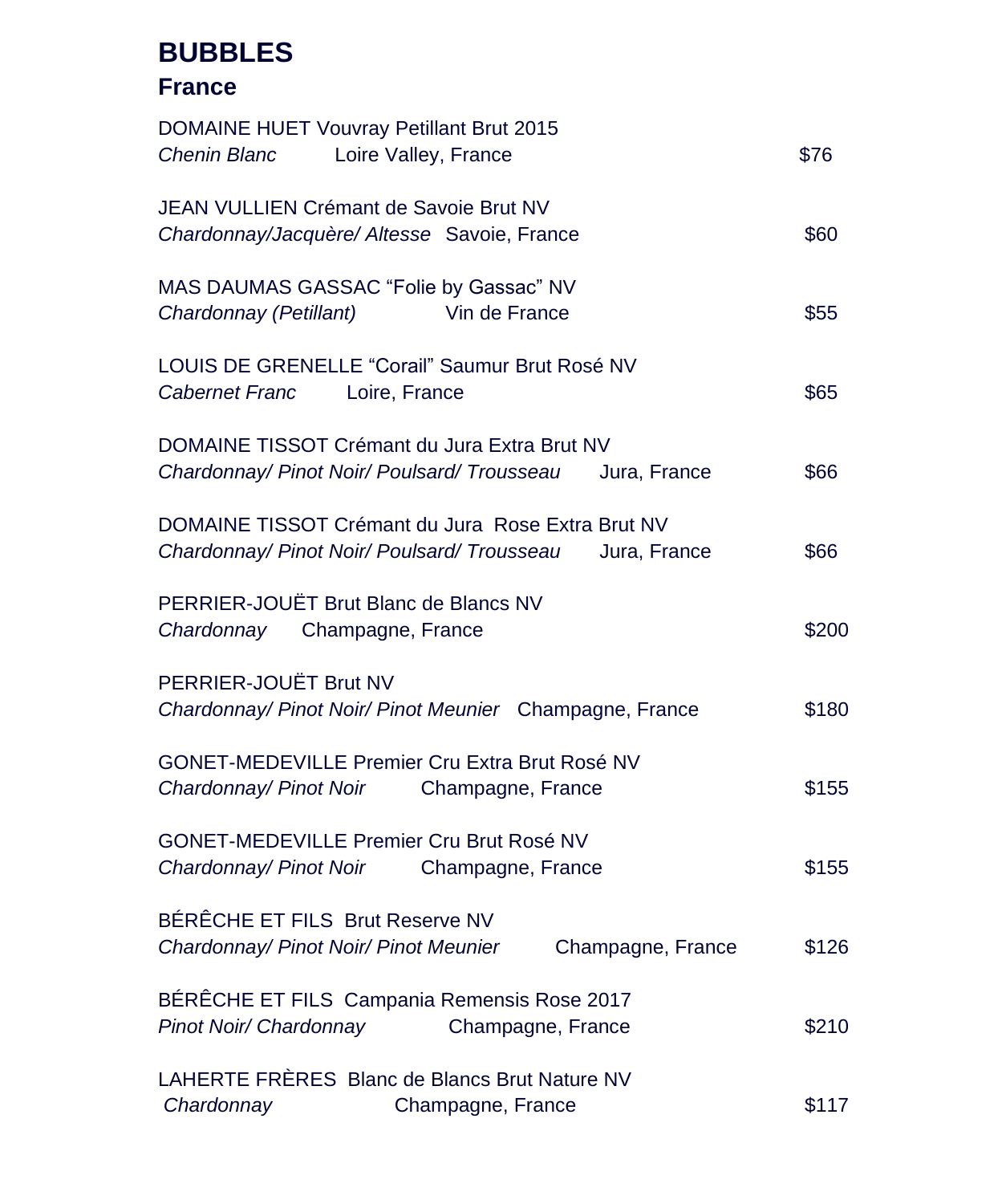# BUBBLES

## France

DOMAINE HUET Vouvray Petillant Brut 2015
*Chenin Blanc* Loire Valley, France $76

JEAN VULLIEN Crémant de Savoie Brut NV
*Chardonnay/Jacquère/ Altesse* Savoie, France $60

MAS DAUMAS GASSAC “Folie by Gassac” NV
*Chardonnay (Petillant)* Vin de France $55

LOUIS DE GRENELLE “Corail” Saumur Brut Rosé NV
*Cabernet Franc* Loire, France $65

DOMAINE TISSOT Crémant du Jura Extra Brut NV
*Chardonnay/ Pinot Noir/ Poulsard/ Trousseau* Jura, France $66

DOMAINE TISSOT Crémant du Jura Rose Extra Brut NV
*Chardonnay/ Pinot Noir/ Poulsard/ Trousseau* Jura, France $66

PERRIER-JOUËT Brut Blanc de Blancs NV
*Chardonnay* Champagne, France $200

PERRIER-JOUËT Brut NV
*Chardonnay/ Pinot Noir/ Pinot Meunier* Champagne, France $180

GONET-MEDEVILLE Premier Cru Extra Brut Rosé NV
*Chardonnay/ Pinot Noir* Champagne, France $155

GONET-MEDEVILLE Premier Cru Brut Rosé NV
*Chardonnay/ Pinot Noir* Champagne, France $155

BÉRÊCHE ET FILS Brut Reserve NV
*Chardonnay/ Pinot Noir/ Pinot Meunier* Champagne, France $126

BÉRÊCHE ET FILS Campania Remensis Rose 2017
*Pinot Noir/ Chardonnay* Champagne, France $210

LAHERTE FRÈRES Blanc de Blancs Brut Nature NV
*Chardonnay* Champagne, France $117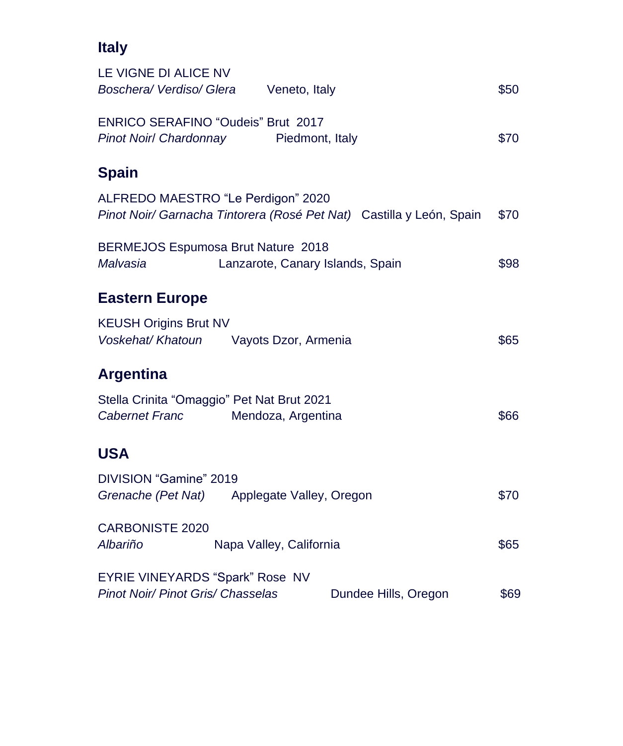## Italy

LE VIGNE DI ALICE NV
*Boschera/ Verdiso/ Glera* Veneto, Italy $50

ENRICO SERAFINO “Oudeis” Brut 2017
*Pinot Noir/ Chardonnay* Piedmont, Italy $70

## Spain

ALFREDO MAESTRO “Le Perdigon” 2020
*Pinot Noir/ Garnacha Tintorera (Rosé Pet Nat)* Castilla y León, Spain $70

BERMEJOS Espumosa Brut Nature 2018
*Malvasia* Lanzarote, Canary Islands, Spain $98

## Eastern Europe

KEUSH Origins Brut NV
*Voskehat/ Khatoun* Vayots Dzor, Armenia $65

## Argentina

Stella Crinita “Omaggio” Pet Nat Brut 2021
*Cabernet Franc* Mendoza, Argentina $66

## USA

DIVISION “Gamine” 2019
*Grenache (Pet Nat)* Applegate Valley, Oregon $70

CARBONISTE 2020
*Albariño* Napa Valley, California $65

EYRIE VINEYARDS “Spark” Rose NV
*Pinot Noir/ Pinot Gris/ Chasselas* Dundee Hills, Oregon $69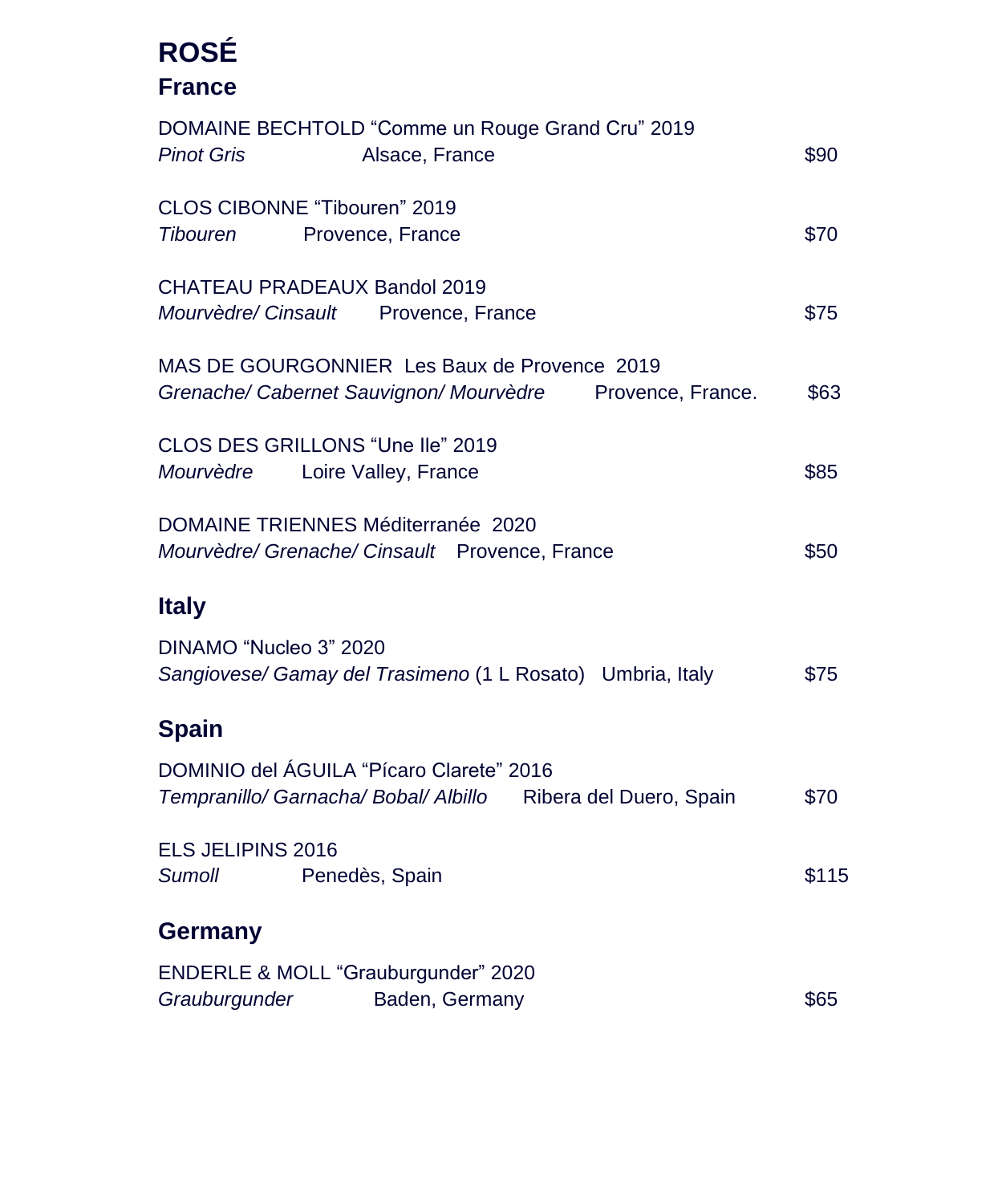# ROSÉ

## France

DOMAINE BECHTOLD “Comme un Rouge Grand Cru” 2019
*Pinot Gris* Alsace, France $90

CLOS CIBONNE “Tibouren” 2019
*Tibouren* Provence, France $70

CHATEAU PRADEAUX Bandol 2019
*Mourvèdre/ Cinsault* Provence, France $75

MAS DE GOURGONNIER Les Baux de Provence 2019
*Grenache/ Cabernet Sauvignon/ Mourvèdre* Provence, France. $63

CLOS DES GRILLONS “Une Ile” 2019
*Mourvèdre* Loire Valley, France $85

DOMAINE TRIENNES Méditerranée 2020
*Mourvèdre/ Grenache/ Cinsault* Provence, France $50

## Italy

DINAMO “Nucleo 3” 2020
*Sangiovese/ Gamay del Trasimeno* (1 L Rosato) Umbria, Italy $75

## Spain

DOMINIO del ÁGUILA “Pícaro Clarete” 2016
*Tempranillo/ Garnacha/ Bobal/ Albillo* Ribera del Duero, Spain $70

ELS JELIPINS 2016
*Sumoll* Penedès, Spain $115

## Germany

ENDERLE & MOLL “Grauburgunder” 2020
*Grauburgunder* Baden, Germany $65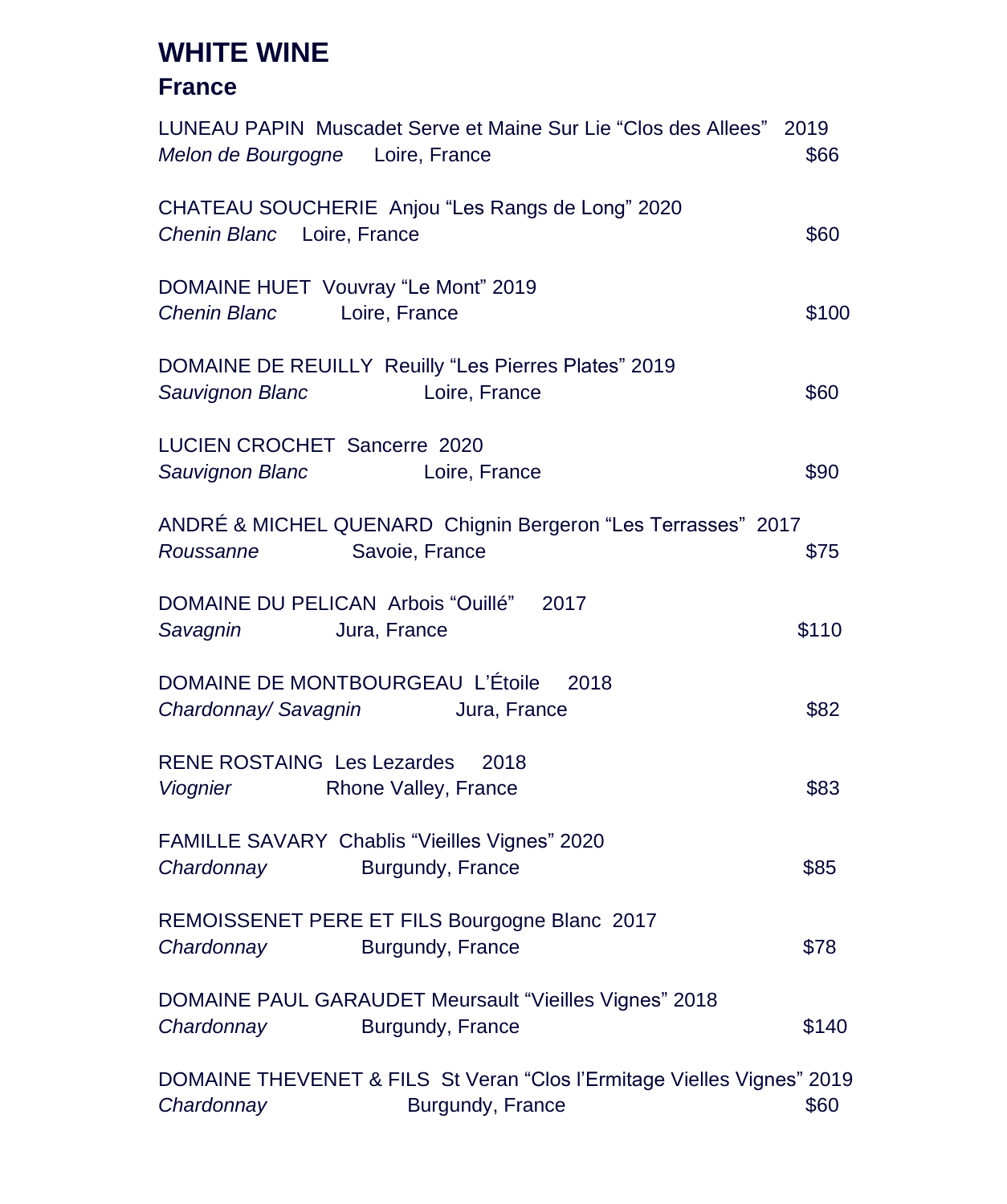# WHITE WINE

## France

LUNEAU PAPIN Muscadet Serve et Maine Sur Lie “Clos des Allees” 2019
*Melon de Bourgogne* Loire, France $66

CHATEAU SOUCHERIE Anjou “Les Rangs de Long” 2020
*Chenin Blanc* Loire, France $60

DOMAINE HUET Vouvray “Le Mont” 2019
*Chenin Blanc* Loire, France $100

DOMAINE DE REUILLY Reuilly “Les Pierres Plates” 2019
*Sauvignon Blanc* Loire, France $60

LUCIEN CROCHET Sancerre 2020
*Sauvignon Blanc* Loire, France $90

ANDRÉ & MICHEL QUENARD Chignin Bergeron “Les Terrasses” 2017
*Roussanne* Savoie, France $75

DOMAINE DU PELICAN Arbois “Ouillé” 2017
*Savagnin* Jura, France $110

DOMAINE DE MONTBOURGEAU L’Étoile 2018
*Chardonnay/ Savagnin* Jura, France $82

RENE ROSTAING Les Lezardes 2018
*Viognier* Rhone Valley, France $83

FAMILLE SAVARY Chablis “Vieilles Vignes” 2020
*Chardonnay* Burgundy, France $85

REMOISSENET PERE ET FILS Bourgogne Blanc 2017
*Chardonnay* Burgundy, France $78

DOMAINE PAUL GARAUDET Meursault “Vieilles Vignes” 2018
*Chardonnay* Burgundy, France $140

DOMAINE THEVENET & FILS St Veran “Clos l’Ermitage Vielles Vignes” 2019
*Chardonnay* Burgundy, France $60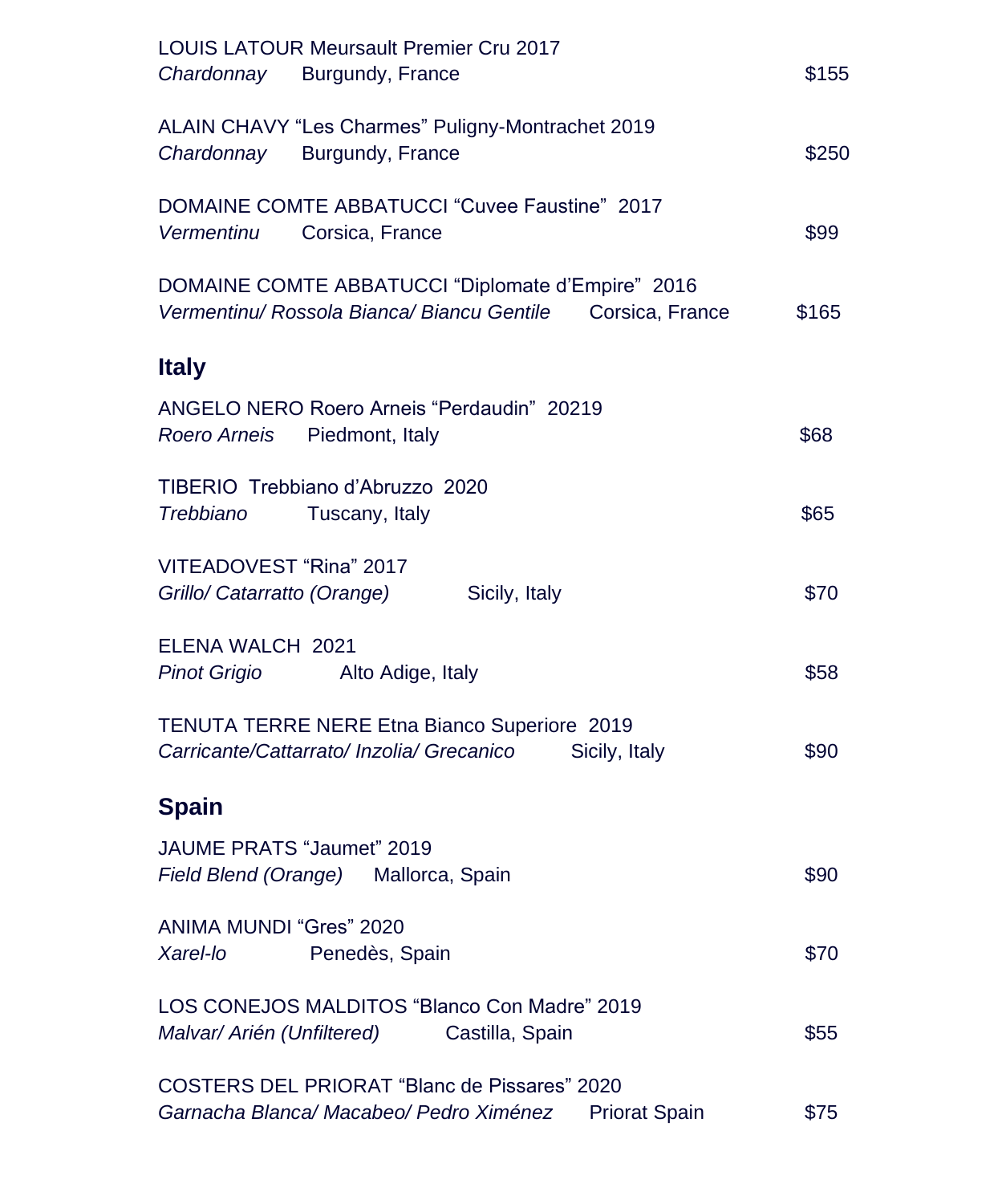LOUIS LATOUR Meursault Premier Cru 2017
*Chardonnay* Burgundy, France $155

ALAIN CHAVY “Les Charmes” Puligny-Montrachet 2019
*Chardonnay* Burgundy, France $250

DOMAINE COMTE ABBATUCCI “Cuvee Faustine” 2017
*Vermentinu* Corsica, France $99

DOMAINE COMTE ABBATUCCI “Diplomate d’Empire” 2016
*Vermentinu/ Rossola Bianca/ Biancu Gentile* Corsica, France $165

## Italy

ANGELO NERO Roero Arneis “Perdaudin” 20219
*Roero Arneis* Piedmont, Italy $68

TIBERIO Trebbiano d’Abruzzo 2020
*Trebbiano* Tuscany, Italy $65

VITEADOVEST “Rina” 2017
*Grillo/ Catarratto (Orange)* Sicily, Italy $70

ELENA WALCH 2021
*Pinot Grigio* Alto Adige, Italy $58

TENUTA TERRE NERE Etna Bianco Superiore 2019
*Carricante/Cattarrato/ Inzolia/ Grecanico* Sicily, Italy $90

## Spain

JAUME PRATS “Jaumet” 2019
*Field Blend (Orange)* Mallorca, Spain $90

ANIMA MUNDI “Gres” 2020
*Xarel-lo* Penedès, Spain $70

LOS CONEJOS MALDITOS “Blanco Con Madre” 2019
*Malvar/ Arién (Unfiltered)* Castilla, Spain $55

COSTERS DEL PRIORAT “Blanc de Pissares” 2020
*Garnacha Blanca/ Macabeo/ Pedro Ximénez* Priorat Spain $75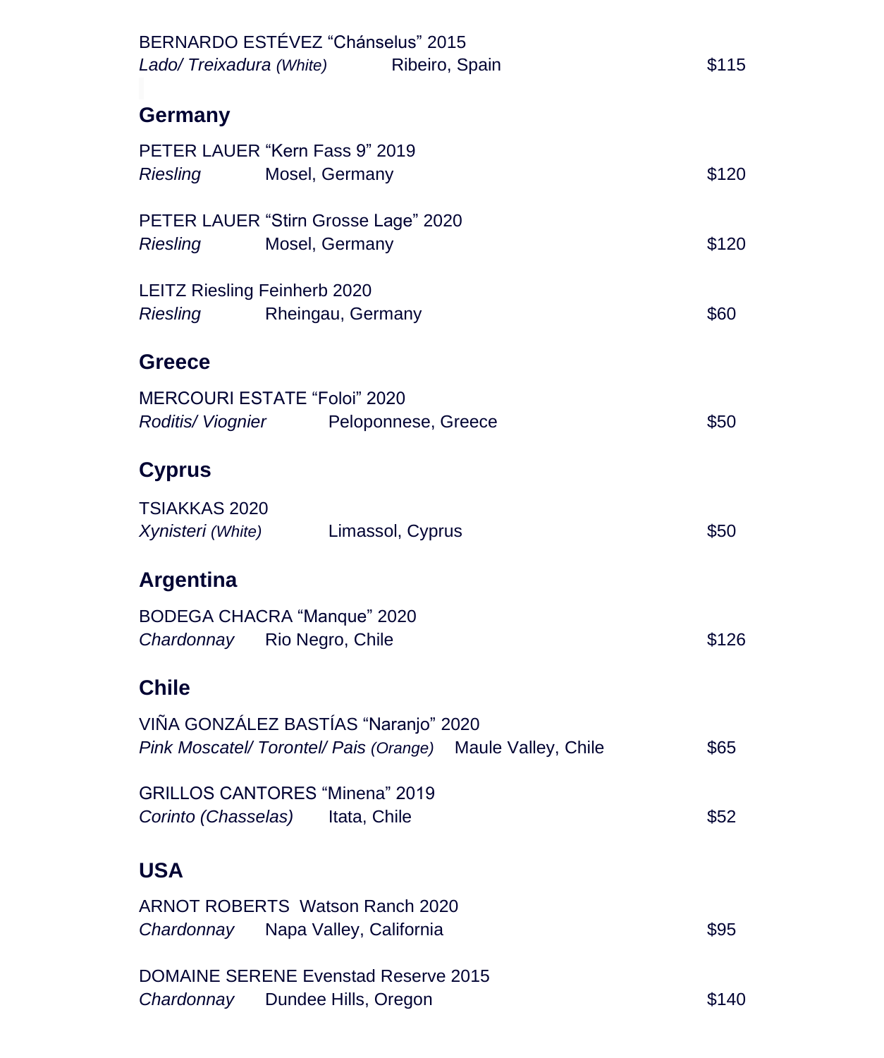BERNARDO ESTÉVEZ “Chánselus” 2015
*Lado/ Treixadura (White)* Ribeiro, Spain $115

## Germany

PETER LAUER “Kern Fass 9” 2019
*Riesling* Mosel, Germany $120

PETER LAUER “Stirn Grosse Lage” 2020
*Riesling* Mosel, Germany $120

LEITZ Riesling Feinherb 2020
*Riesling* Rheingau, Germany $60

## Greece

MERCOURI ESTATE “Foloi” 2020
*Roditis/ Viognier* Peloponnese, Greece $50

## Cyprus

TSIAKKAS 2020
*Xynisteri (White)* Limassol, Cyprus $50

## Argentina

BODEGA CHACRA “Manque” 2020
*Chardonnay* Rio Negro, Chile $126

## Chile

VIÑA GONZÁLEZ BASTÍAS “Naranjo” 2020
*Pink Moscatel/ Torontel/ Pais (Orange)* Maule Valley, Chile $65

GRILLOS CANTORES “Minena” 2019
*Corinto (Chasselas)* Itata, Chile $52

## USA

ARNOT ROBERTS Watson Ranch 2020
*Chardonnay* Napa Valley, California $95

DOMAINE SERENE Evenstad Reserve 2015
*Chardonnay* Dundee Hills, Oregon $140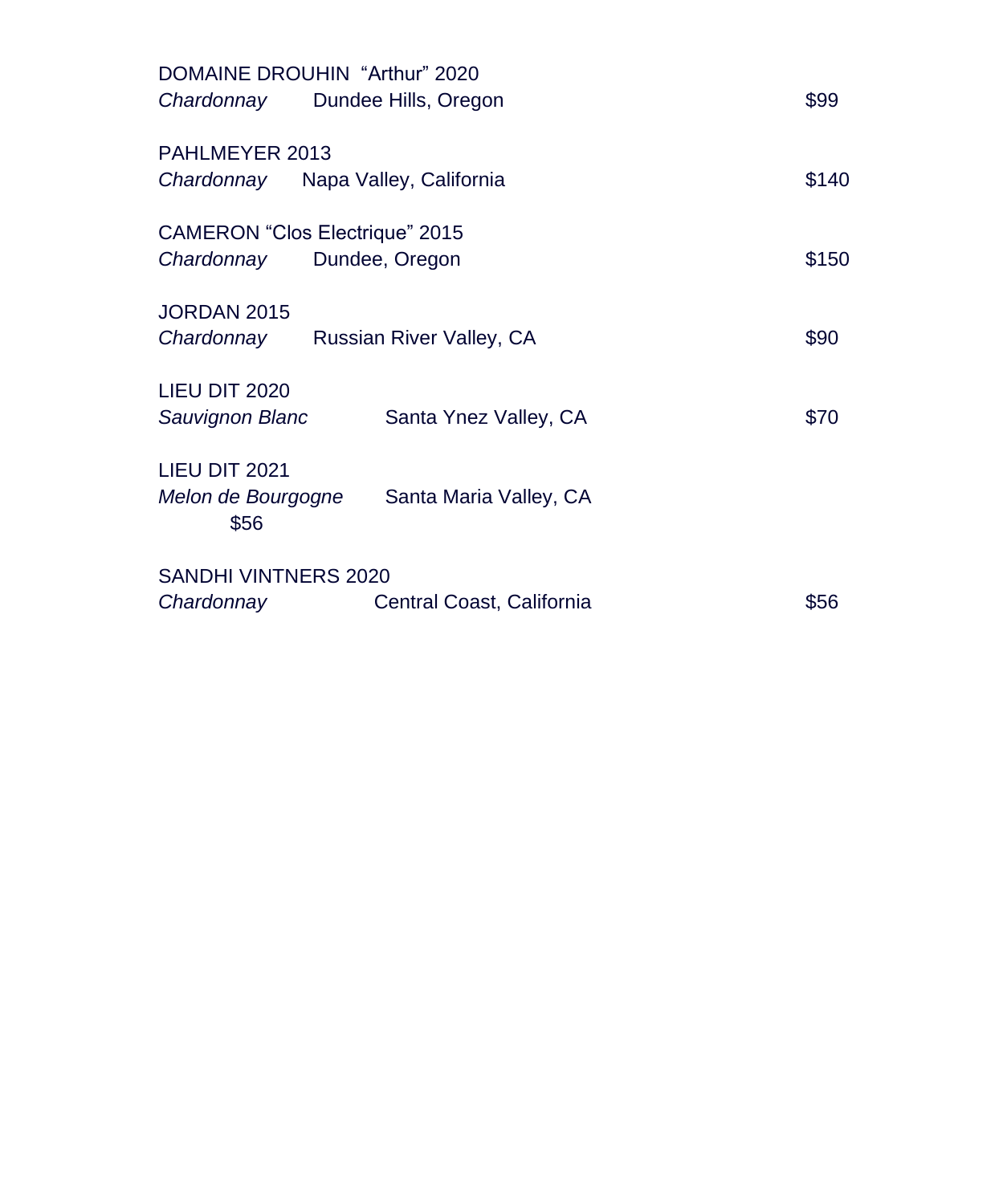DOMAINE DROUHIN "Arthur" 2020
*Chardonnay* Dundee Hills, Oregon $99

PAHLMEYER 2013
*Chardonnay* Napa Valley, California $140

CAMERON "Clos Electrique" 2015
*Chardonnay* Dundee, Oregon $150

JORDAN 2015
*Chardonnay* Russian River Valley, CA $90

LIEU DIT 2020
*Sauvignon Blanc* Santa Ynez Valley, CA $70

LIEU DIT 2021
*Melon de Bourgogne* Santa Maria Valley, CA
$56

SANDHI VINTNERS 2020
*Chardonnay* Central Coast, California $56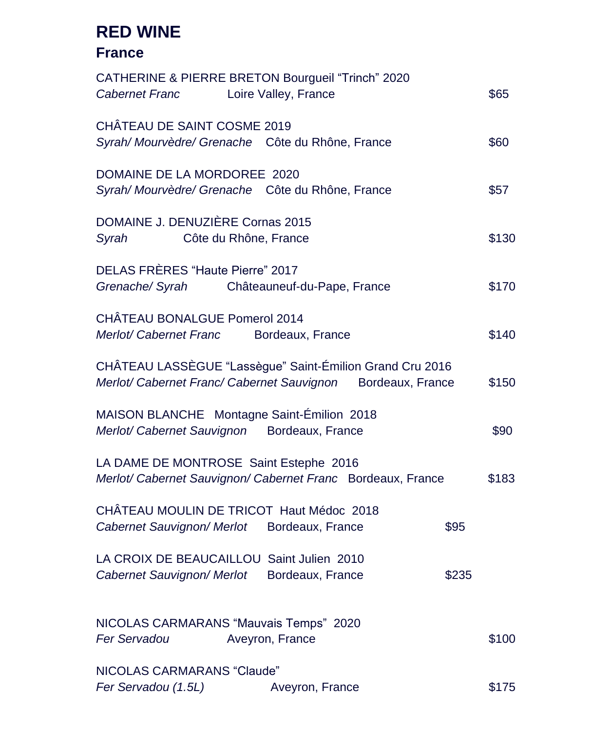# RED WINE

## France

CATHERINE & PIERRE BRETON Bourgueil "Trinch" 2020
*Cabernet Franc* Loire Valley, France $65

CHÂTEAU DE SAINT COSME 2019
*Syrah/ Mourvèdre/ Grenache* Côte du Rhône, France $60

DOMAINE DE LA MORDOREE 2020
*Syrah/ Mourvèdre/ Grenache* Côte du Rhône, France $57

DOMAINE J. DENUZIÈRE Cornas 2015
*Syrah* Côte du Rhône, France $130

DELAS FRÈRES "Haute Pierre" 2017
*Grenache/ Syrah* Châteauneuf-du-Pape, France $170

CHÂTEAU BONALGUE Pomerol 2014
*Merlot/ Cabernet Franc* Bordeaux, France $140

CHÂTEAU LASSÈGUE "Lassègue" Saint-Émilion Grand Cru 2016
*Merlot/ Cabernet Franc/ Cabernet Sauvignon* Bordeaux, France $150

MAISON BLANCHE Montagne Saint-Émilion 2018
*Merlot/ Cabernet Sauvignon* Bordeaux, France $90

LA DAME DE MONTROSE Saint Estephe 2016
*Merlot/ Cabernet Sauvignon/ Cabernet Franc* Bordeaux, France $183

CHÂTEAU MOULIN DE TRICOT Haut Médoc 2018
*Cabernet Sauvignon/ Merlot* Bordeaux, France $95

LA CROIX DE BEAUCAILLOU Saint Julien 2010
*Cabernet Sauvignon/ Merlot* Bordeaux, France $235

NICOLAS CARMARANS "Mauvais Temps" 2020
*Fer Servadou* Aveyron, France $100

NICOLAS CARMARANS "Claude"
*Fer Servadou (1.5L)* Aveyron, France $175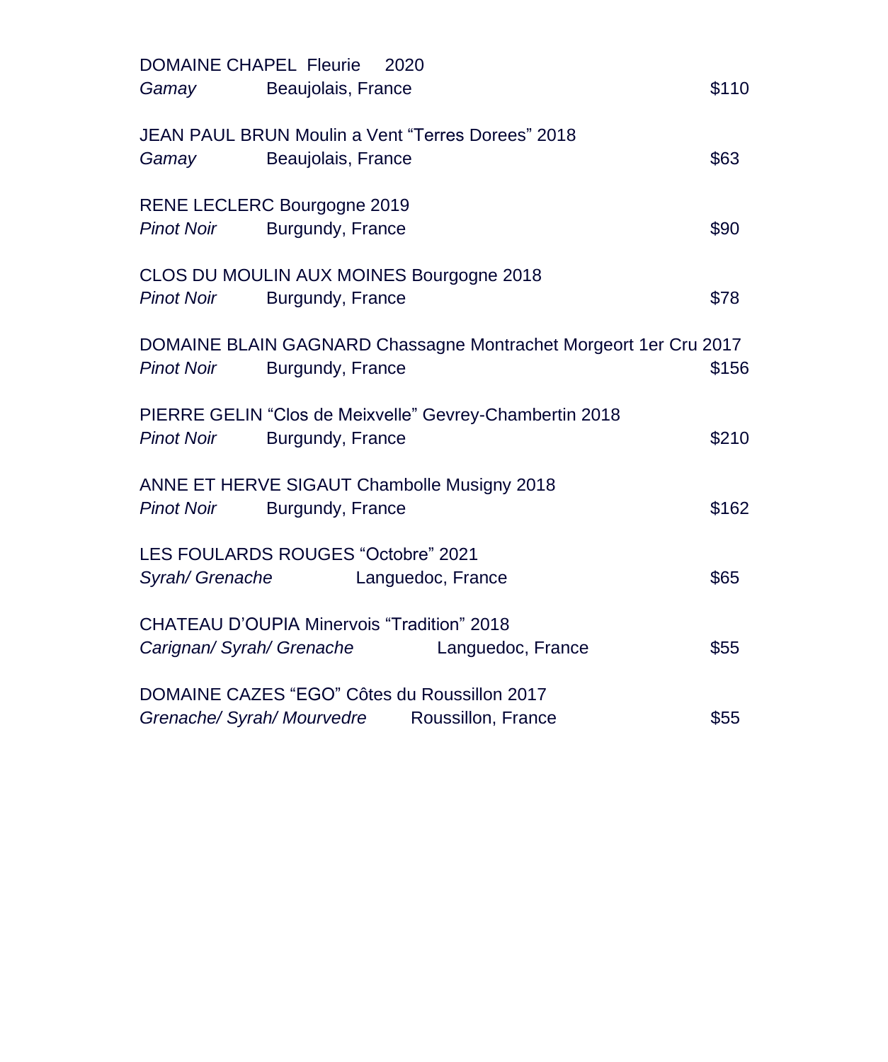DOMAINE CHAPEL Fleurie 2020
*Gamay* Beaujolais, France $110

JEAN PAUL BRUN Moulin a Vent “Terres Dorees” 2018
*Gamay* Beaujolais, France $63

RENE LECLERC Bourgogne 2019
*Pinot Noir* Burgundy, France $90

CLOS DU MOULIN AUX MOINES Bourgogne 2018
*Pinot Noir* Burgundy, France $78

DOMAINE BLAIN GAGNARD Chassagne Montrachet Morgeort 1er Cru 2017
*Pinot Noir* Burgundy, France $156

PIERRE GELIN “Clos de Meixvelle” Gevrey-Chambertin 2018
*Pinot Noir* Burgundy, France $210

ANNE ET HERVE SIGAUT Chambolle Musigny 2018
*Pinot Noir* Burgundy, France $162

LES FOULARDS ROUGES “Octobre” 2021
*Syrah/ Grenache* Languedoc, France $65

CHATEAU D’OUPIA Minervois “Tradition” 2018
*Carignan/ Syrah/ Grenache* Languedoc, France $55

DOMAINE CAZES “EGO” Côtes du Roussillon 2017
*Grenache/ Syrah/ Mourvedre* Roussillon, France $55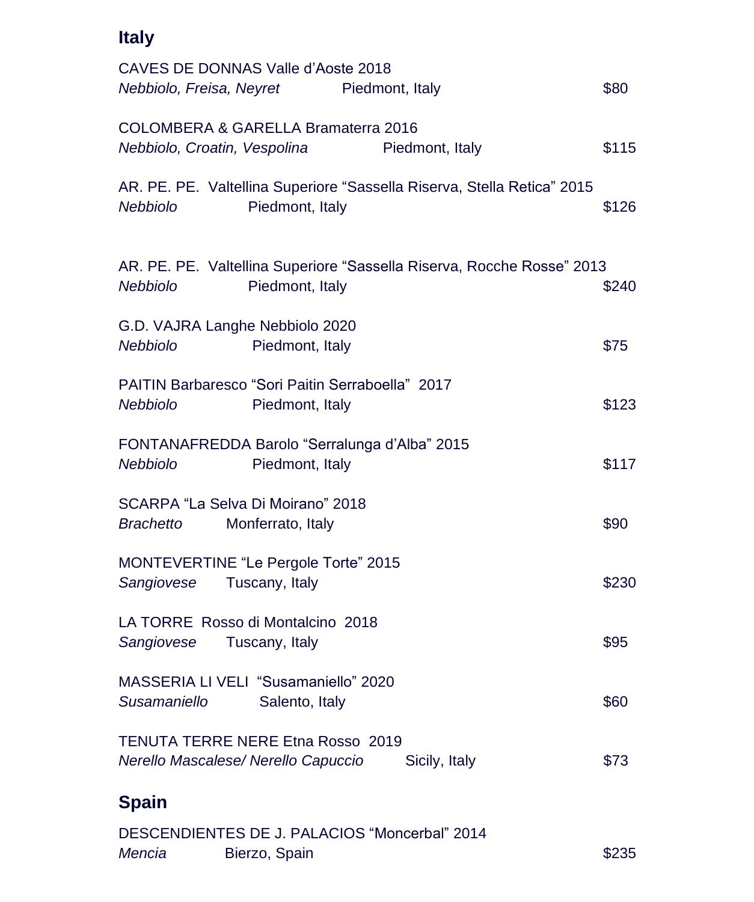## Italy

CAVES DE DONNAS Valle d'Aoste 2018
*Nebbiolo, Freisa, Neyret* Piedmont, Italy $80

COLOMBERA & GARELLA Bramaterra 2016
*Nebbiolo, Croatin, Vespolina* Piedmont, Italy $115

AR. PE. PE. Valtellina Superiore "Sassella Riserva, Stella Retica" 2015
*Nebbiolo* Piedmont, Italy $126

AR. PE. PE. Valtellina Superiore "Sassella Riserva, Rocche Rosse" 2013
*Nebbiolo* Piedmont, Italy $240

G.D. VAJRA Langhe Nebbiolo 2020
*Nebbiolo* Piedmont, Italy $75

PAITIN Barbaresco "Sori Paitin Serraboella" 2017
*Nebbiolo* Piedmont, Italy $123

FONTANAFREDDA Barolo "Serralunga d'Alba" 2015
*Nebbiolo* Piedmont, Italy $117

SCARPA "La Selva Di Moirano" 2018
*Brachetto* Monferrato, Italy $90

MONTEVERTINE "Le Pergole Torte" 2015
*Sangiovese* Tuscany, Italy $230

LA TORRE Rosso di Montalcino 2018
*Sangiovese* Tuscany, Italy $95

MASSERIA LI VELI "Susamaniello" 2020
*Susamaniello* Salento, Italy $60

TENUTA TERRE NERE Etna Rosso 2019
*Nerello Mascalese/ Nerello Capuccio* Sicily, Italy $73

## Spain

DESCENDIENTES DE J. PALACIOS "Moncerbal" 2014
*Mencia* Bierzo, Spain $235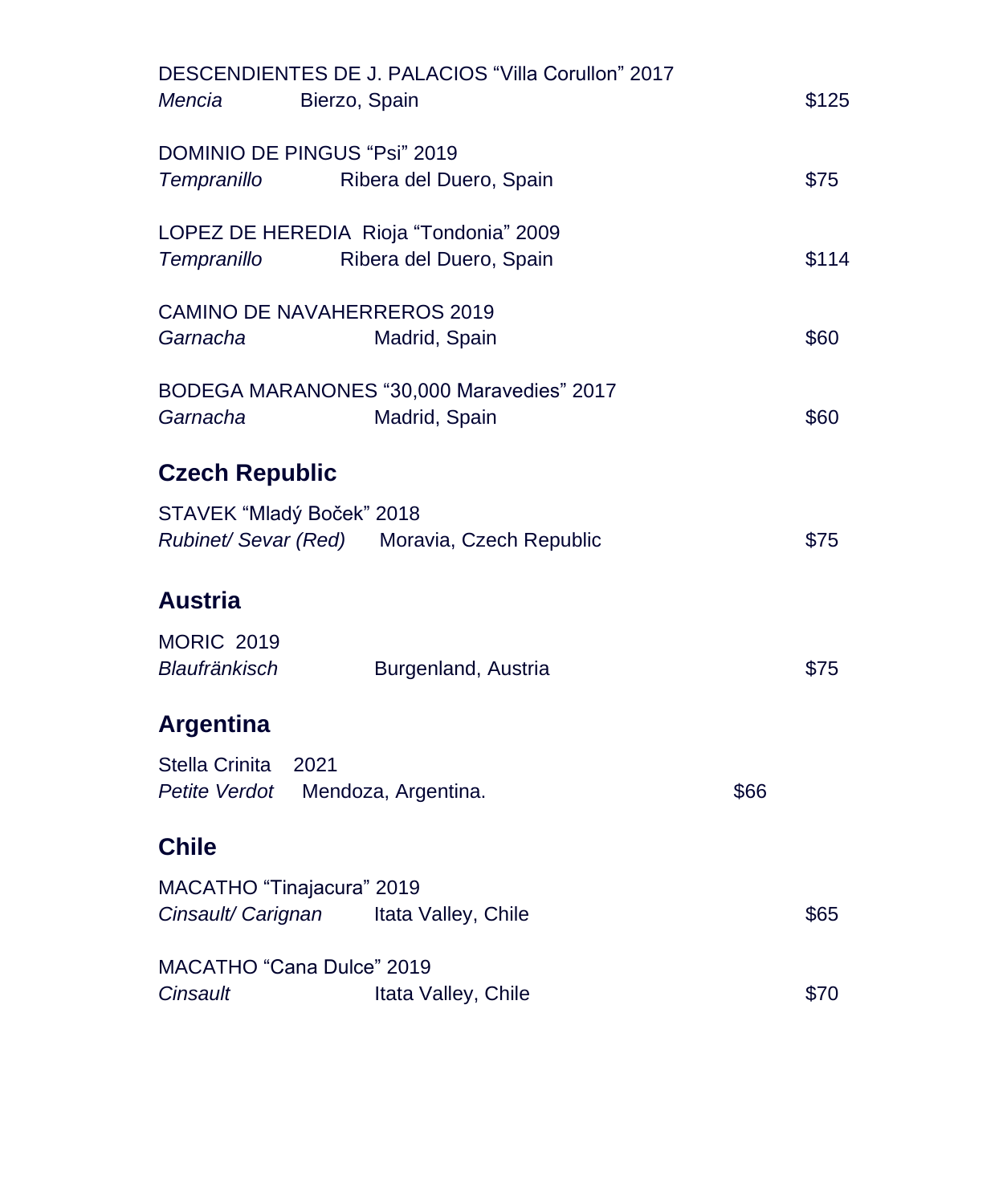DESCENDIENTES DE J. PALACIOS “Villa Corullon” 2017
*Mencia* Bierzo, Spain $125

DOMINIO DE PINGUS “Psi” 2019
*Tempranillo* Ribera del Duero, Spain $75

LOPEZ DE HEREDIA Rioja “Tondonia” 2009
*Tempranillo* Ribera del Duero, Spain $114

CAMINO DE NAVAHERREROS 2019
*Garnacha* Madrid, Spain $60

BODEGA MARANONES “30,000 Maravedies” 2017
*Garnacha* Madrid, Spain $60

## Czech Republic

STAVEK “Mladý Boček” 2018
*Rubinet/ Sevar (Red)* Moravia, Czech Republic $75

## Austria

MORIC 2019
*Blaufränkisch* Burgenland, Austria $75

## Argentina

Stella Crinita 2021
*Petite Verdot* Mendoza, Argentina. $66

## Chile

MACATHO “Tinajacura” 2019
*Cinsault/ Carignan* Itata Valley, Chile $65

MACATHO “Cana Dulce” 2019
*Cinsault* Itata Valley, Chile $70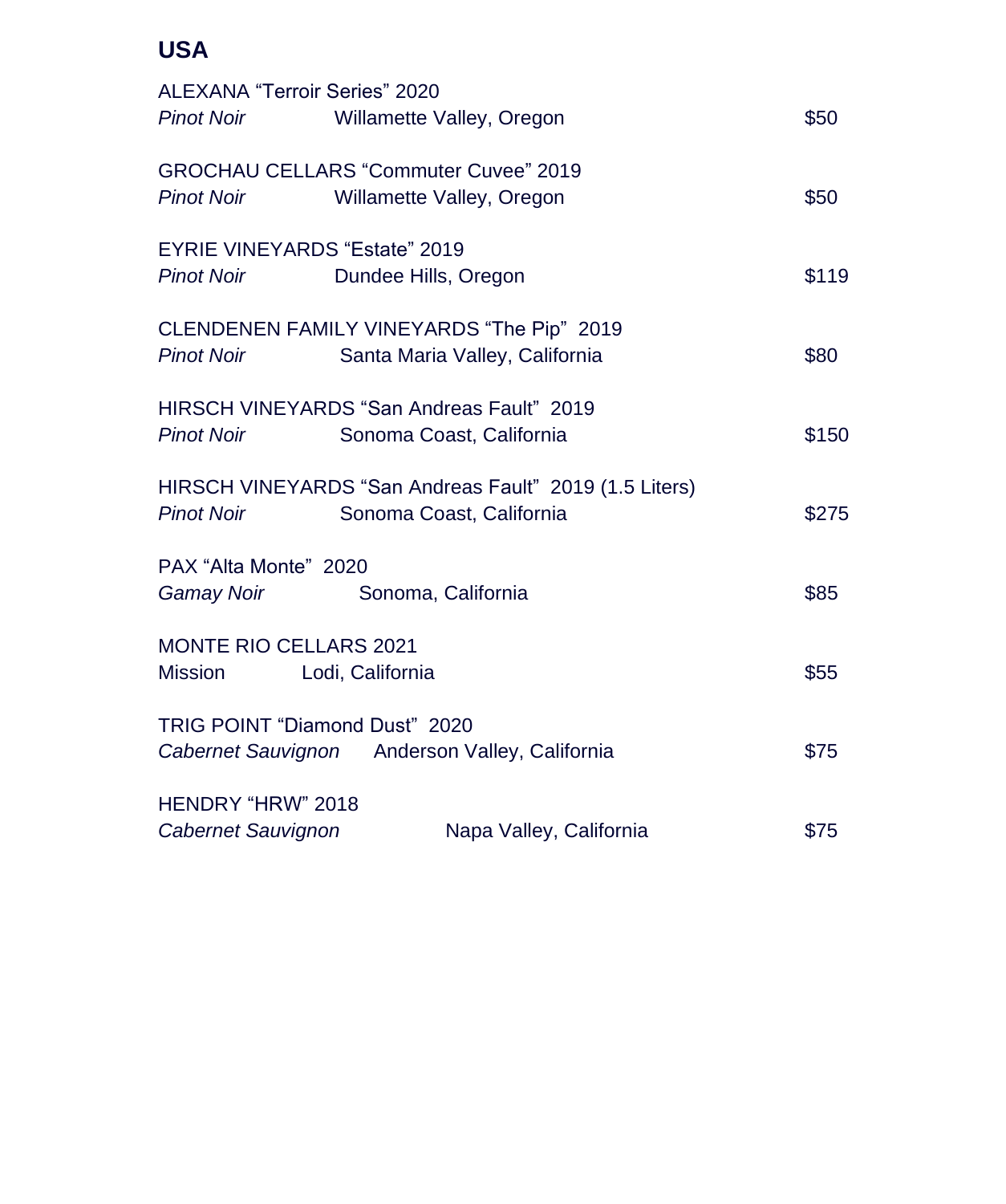## USA

ALEXANA “Terroir Series” 2020
*Pinot Noir* Willamette Valley, Oregon $50

GROCHAU CELLARS “Commuter Cuvee” 2019
*Pinot Noir* Willamette Valley, Oregon $50

EYRIE VINEYARDS “Estate” 2019
*Pinot Noir* Dundee Hills, Oregon $119

CLENDENEN FAMILY VINEYARDS “The Pip” 2019
*Pinot Noir* Santa Maria Valley, California $80

HIRSCH VINEYARDS “San Andreas Fault” 2019
*Pinot Noir* Sonoma Coast, California $150

HIRSCH VINEYARDS “San Andreas Fault” 2019 (1.5 Liters)
*Pinot Noir* Sonoma Coast, California $275

PAX “Alta Monte” 2020
*Gamay Noir* Sonoma, California $85

MONTE RIO CELLARS 2021
Mission Lodi, California $55

TRIG POINT “Diamond Dust” 2020
*Cabernet Sauvignon* Anderson Valley, California $75

HENDRY “HRW” 2018
*Cabernet Sauvignon* Napa Valley, California $75